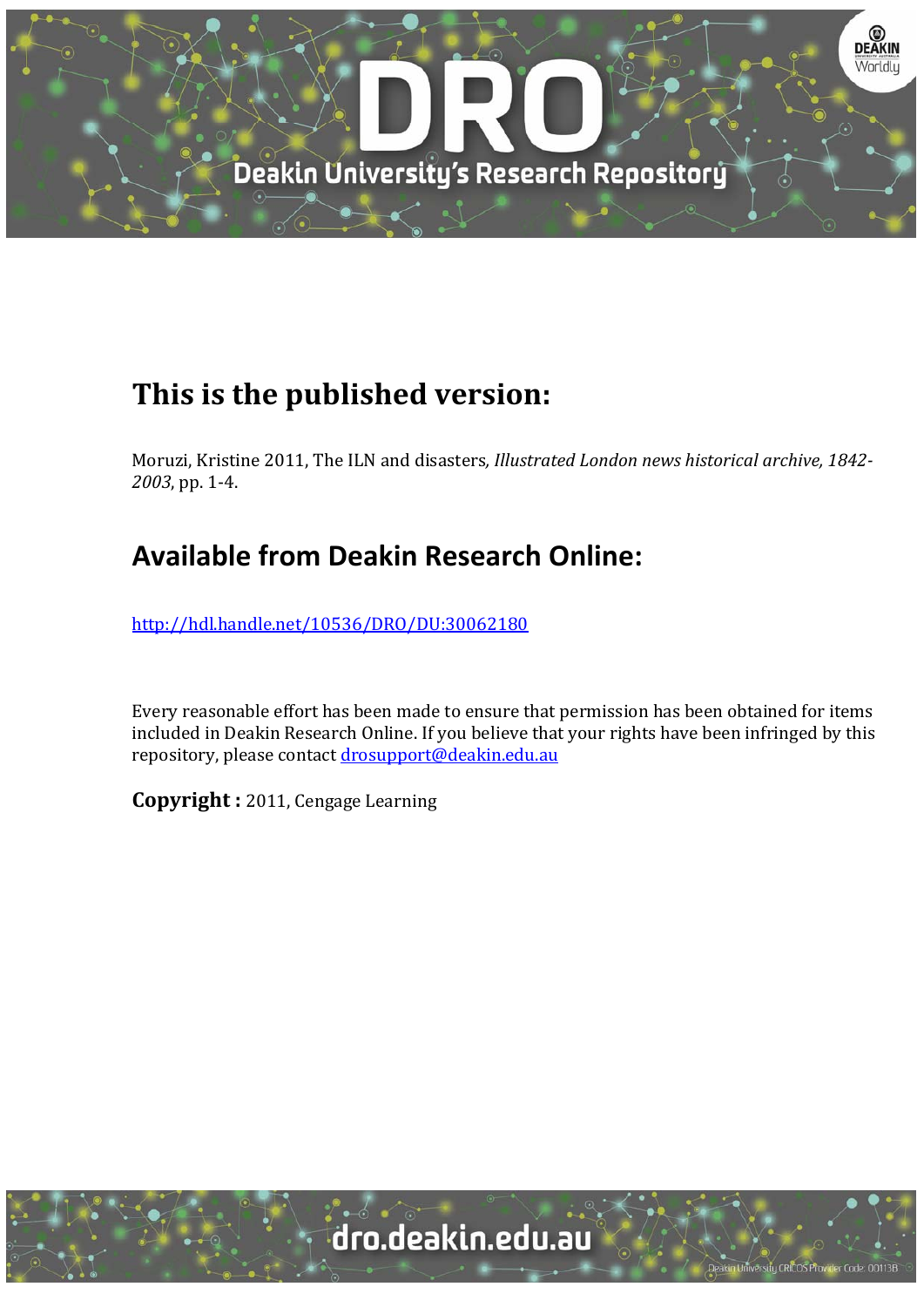# This is the published version:

Moruzi, Kristine 2011, The ILN and disasters, *Illustrated London news historical archive, 1842-2003*, pp. 1-4.

## Available from Deakin Research Online:

http://hdl.handle.net/10536/DRO/DU:30062180

Every reasonable effort has been made to ensure that permission has been obtained for items included in Deakin Research Online. If you believe that your rights have been infringed by this repository, please contact drosupport@deakin.edu.au

**Copyright :** 2011, Cengage Learning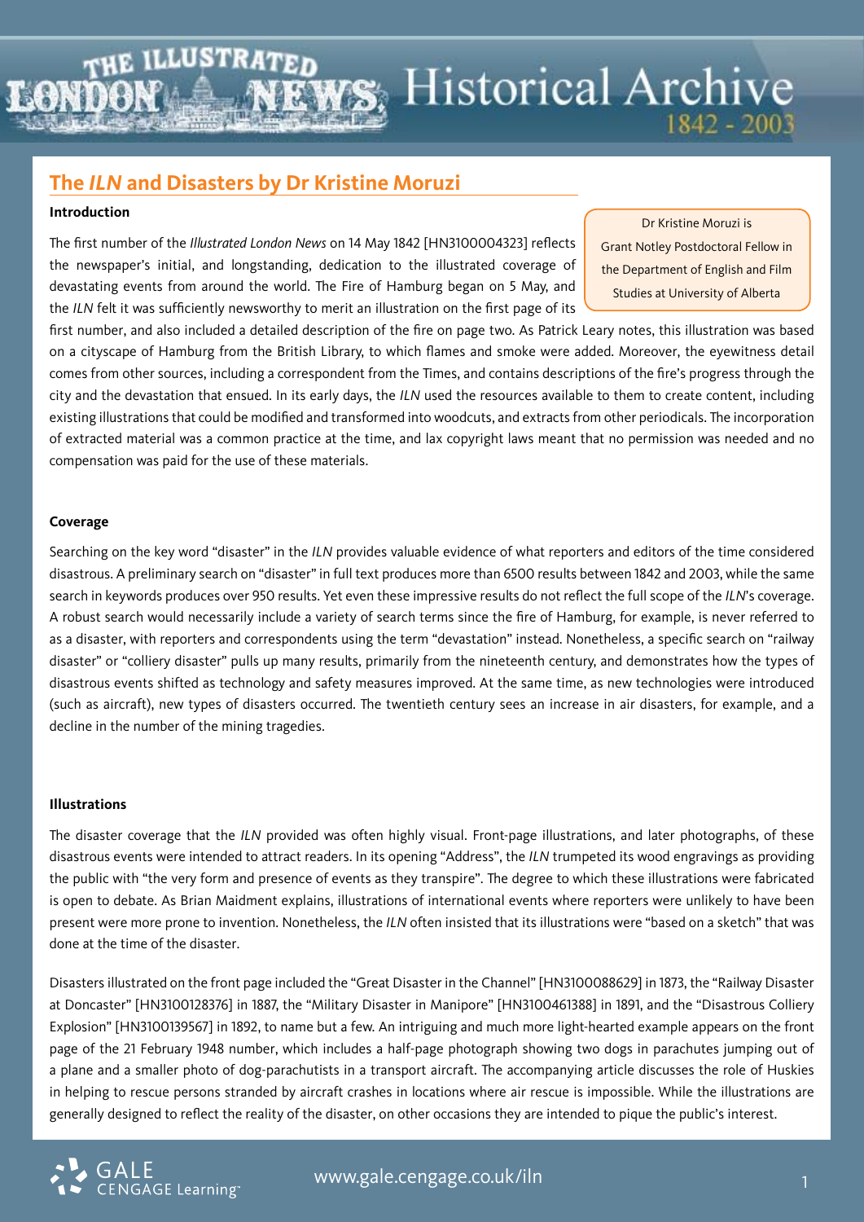## The *ILN* and Disasters by Dr Kristine Moruzi

Dr Kristine Moruzi is Grant Notley Postdoctoral Fellow in the Department of English and Film Studies at University of Alberta

### Introduction

The first number of the *Illustrated London News* on 14 May 1842 [HN3100004323] reflects the newspaper's initial, and longstanding, dedication to the illustrated coverage of devastating events from around the world. The Fire of Hamburg began on 5 May, and the *ILN* felt it was sufficiently newsworthy to merit an illustration on the first page of its first number, and also included a detailed description of the fire on page two. As Patrick Leary notes, this illustration was based on a cityscape of Hamburg from the British Library, to which flames and smoke were added. Moreover, the eyewitness detail comes from other sources, including a correspondent from the Times, and contains descriptions of the fire's progress through the city and the devastation that ensued. In its early days, the *ILN* used the resources available to them to create content, including existing illustrations that could be modified and transformed into woodcuts, and extracts from other periodicals. The incorporation of extracted material was a common practice at the time, and lax copyright laws meant that no permission was needed and no compensation was paid for the use of these materials.

### Coverage

Searching on the key word "disaster" in the *ILN* provides valuable evidence of what reporters and editors of the time considered disastrous. A preliminary search on "disaster" in full text produces more than 6500 results between 1842 and 2003, while the same search in keywords produces over 950 results. Yet even these impressive results do not reflect the full scope of the *ILN*'s coverage. A robust search would necessarily include a variety of search terms since the fire of Hamburg, for example, is never referred to as a disaster, with reporters and correspondents using the term "devastation" instead. Nonetheless, a specific search on "railway disaster" or "colliery disaster" pulls up many results, primarily from the nineteenth century, and demonstrates how the types of disastrous events shifted as technology and safety measures improved. At the same time, as new technologies were introduced (such as aircraft), new types of disasters occurred. The twentieth century sees an increase in air disasters, for example, and a decline in the number of the mining tragedies.

### Illustrations

The disaster coverage that the *ILN* provided was often highly visual. Front-page illustrations, and later photographs, of these disastrous events were intended to attract readers. In its opening "Address", the *ILN* trumpeted its wood engravings as providing the public with "the very form and presence of events as they transpire". The degree to which these illustrations were fabricated is open to debate. As Brian Maidment explains, illustrations of international events where reporters were unlikely to have been present were more prone to invention. Nonetheless, the *ILN* often insisted that its illustrations were "based on a sketch" that was done at the time of the disaster.

Disasters illustrated on the front page included the "Great Disaster in the Channel" [HN3100088629] in 1873, the "Railway Disaster at Doncaster" [HN3100128376] in 1887, the "Military Disaster in Manipore" [HN3100461388] in 1891, and the "Disastrous Colliery Explosion" [HN3100139567] in 1892, to name but a few. An intriguing and much more light-hearted example appears on the front page of the 21 February 1948 number, which includes a half-page photograph showing two dogs in parachutes jumping out of a plane and a smaller photo of dog-parachutists in a transport aircraft. The accompanying article discusses the role of Huskies in helping to rescue persons stranded by aircraft crashes in locations where air rescue is impossible. While the illustrations are generally designed to reflect the reality of the disaster, on other occasions they are intended to pique the public's interest.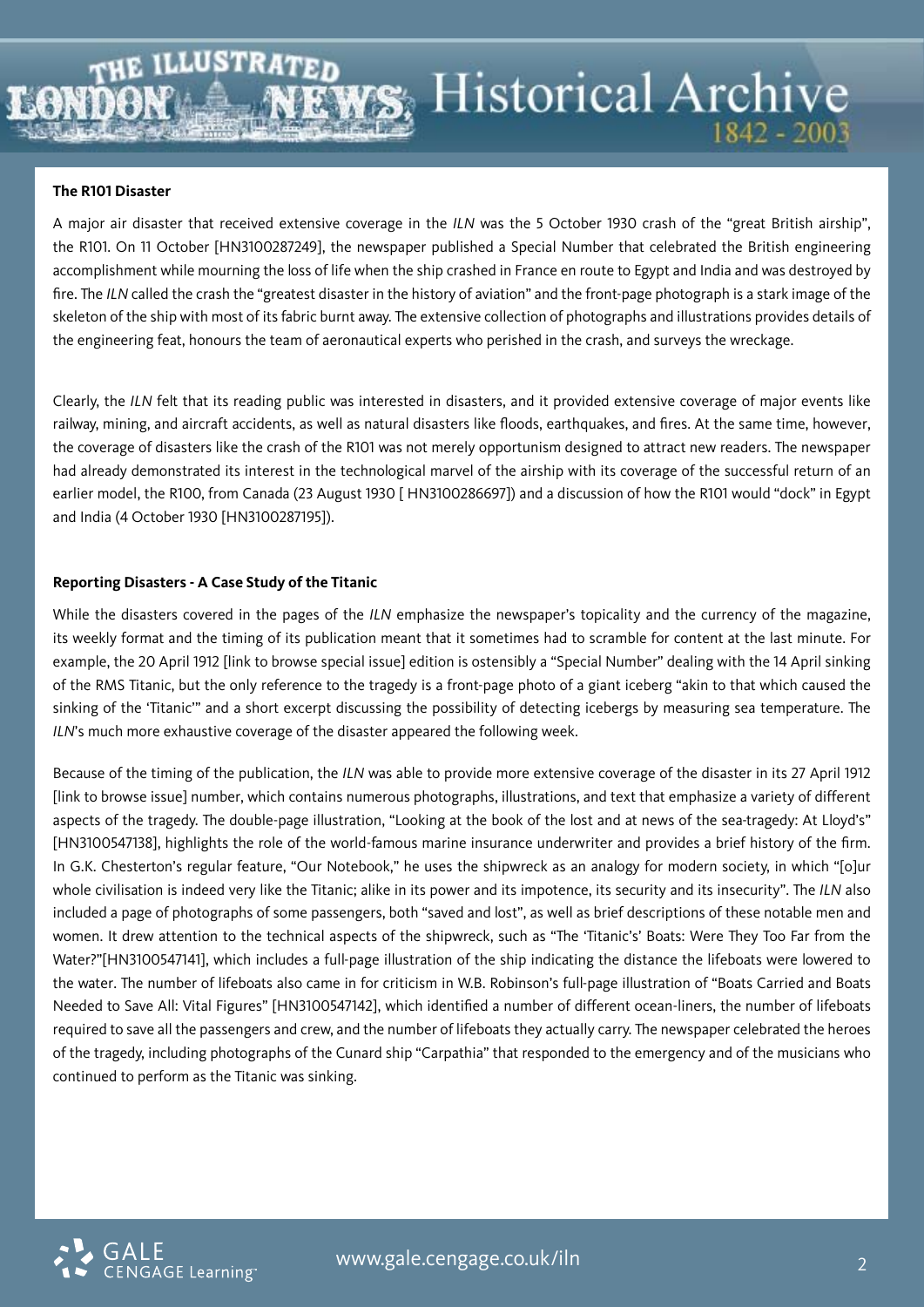**The R101 Disaster**

A major air disaster that received extensive coverage in the *ILN* was the 5 October 1930 crash of the "great British airship", the R101. On 11 October [HN3100287249], the newspaper published a Special Number that celebrated the British engineering accomplishment while mourning the loss of life when the ship crashed in France en route to Egypt and India and was destroyed by fire. The *ILN* called the crash the "greatest disaster in the history of aviation" and the front-page photograph is a stark image of the skeleton of the ship with most of its fabric burnt away. The extensive collection of photographs and illustrations provides details of the engineering feat, honours the team of aeronautical experts who perished in the crash, and surveys the wreckage.

Clearly, the *ILN* felt that its reading public was interested in disasters, and it provided extensive coverage of major events like railway, mining, and aircraft accidents, as well as natural disasters like floods, earthquakes, and fires. At the same time, however, the coverage of disasters like the crash of the R101 was not merely opportunism designed to attract new readers. The newspaper had already demonstrated its interest in the technological marvel of the airship with its coverage of the successful return of an earlier model, the R100, from Canada (23 August 1930 [ HN3100286697]) and a discussion of how the R101 would "dock" in Egypt and India (4 October 1930 [HN3100287195]).

**Reporting Disasters - A Case Study of the Titanic**

While the disasters covered in the pages of the *ILN* emphasize the newspaper's topicality and the currency of the magazine, its weekly format and the timing of its publication meant that it sometimes had to scramble for content at the last minute. For example, the 20 April 1912 [link to browse special issue] edition is ostensibly a "Special Number" dealing with the 14 April sinking of the RMS Titanic, but the only reference to the tragedy is a front-page photo of a giant iceberg "akin to that which caused the sinking of the 'Titanic'" and a short excerpt discussing the possibility of detecting icebergs by measuring sea temperature. The *ILN*'s much more exhaustive coverage of the disaster appeared the following week.

Because of the timing of the publication, the *ILN* was able to provide more extensive coverage of the disaster in its 27 April 1912 [link to browse issue] number, which contains numerous photographs, illustrations, and text that emphasize a variety of different aspects of the tragedy. The double-page illustration, "Looking at the book of the lost and at news of the sea-tragedy: At Lloyd's" [HN3100547138], highlights the role of the world-famous marine insurance underwriter and provides a brief history of the firm. In G.K. Chesterton's regular feature, "Our Notebook," he uses the shipwreck as an analogy for modern society, in which "[o]ur whole civilisation is indeed very like the Titanic; alike in its power and its impotence, its security and its insecurity". The *ILN* also included a page of photographs of some passengers, both "saved and lost", as well as brief descriptions of these notable men and women. It drew attention to the technical aspects of the shipwreck, such as "The 'Titanic's' Boats: Were They Too Far from the Water?"[HN3100547141], which includes a full-page illustration of the ship indicating the distance the lifeboats were lowered to the water. The number of lifeboats also came in for criticism in W.B. Robinson's full-page illustration of "Boats Carried and Boats Needed to Save All: Vital Figures" [HN3100547142], which identified a number of different ocean-liners, the number of lifeboats required to save all the passengers and crew, and the number of lifeboats they actually carry. The newspaper celebrated the heroes of the tragedy, including photographs of the Cunard ship "Carpathia" that responded to the emergency and of the musicians who continued to perform as the Titanic was sinking.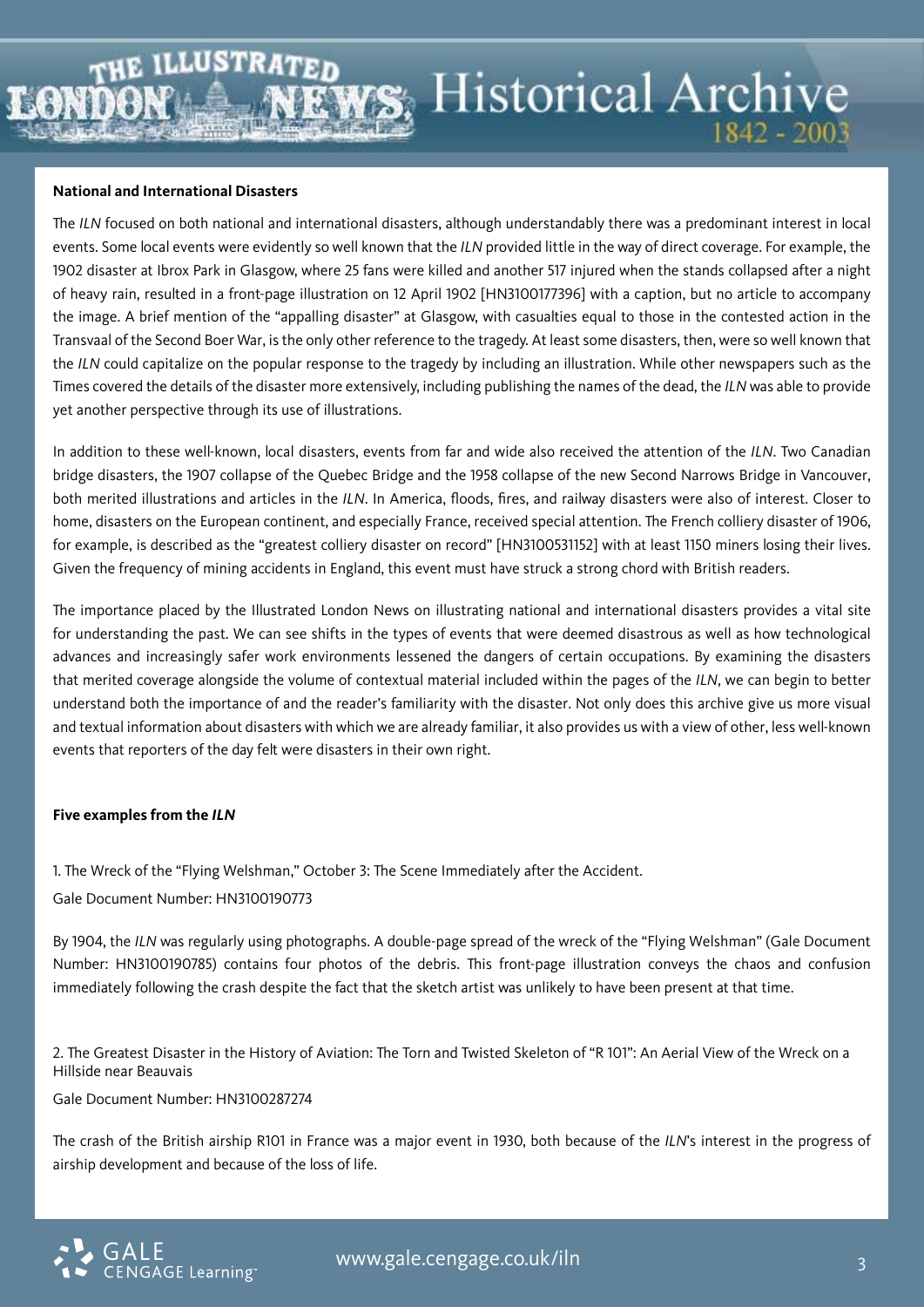**National and International Disasters**

The *ILN* focused on both national and international disasters, although understandably there was a predominant interest in local events. Some local events were evidently so well known that the *ILN* provided little in the way of direct coverage. For example, the 1902 disaster at Ibrox Park in Glasgow, where 25 fans were killed and another 517 injured when the stands collapsed after a night of heavy rain, resulted in a front-page illustration on 12 April 1902 [HN3100177396] with a caption, but no article to accompany the image. A brief mention of the "appalling disaster" at Glasgow, with casualties equal to those in the contested action in the Transvaal of the Second Boer War, is the only other reference to the tragedy. At least some disasters, then, were so well known that the *ILN* could capitalize on the popular response to the tragedy by including an illustration. While other newspapers such as the Times covered the details of the disaster more extensively, including publishing the names of the dead, the *ILN* was able to provide yet another perspective through its use of illustrations.

In addition to these well-known, local disasters, events from far and wide also received the attention of the *ILN*. Two Canadian bridge disasters, the 1907 collapse of the Quebec Bridge and the 1958 collapse of the new Second Narrows Bridge in Vancouver, both merited illustrations and articles in the *ILN*. In America, floods, fires, and railway disasters were also of interest. Closer to home, disasters on the European continent, and especially France, received special attention. The French colliery disaster of 1906, for example, is described as the "greatest colliery disaster on record" [HN3100531152] with at least 1150 miners losing their lives. Given the frequency of mining accidents in England, this event must have struck a strong chord with British readers.

The importance placed by the Illustrated London News on illustrating national and international disasters provides a vital site for understanding the past. We can see shifts in the types of events that were deemed disastrous as well as how technological advances and increasingly safer work environments lessened the dangers of certain occupations. By examining the disasters that merited coverage alongside the volume of contextual material included within the pages of the *ILN*, we can begin to better understand both the importance of and the reader's familiarity with the disaster. Not only does this archive give us more visual and textual information about disasters with which we are already familiar, it also provides us with a view of other, less well-known events that reporters of the day felt were disasters in their own right.

**Five examples from the *ILN***

1. The Wreck of the "Flying Welshman," October 3: The Scene Immediately after the Accident.
Gale Document Number: HN3100190773

By 1904, the *ILN* was regularly using photographs. A double-page spread of the wreck of the "Flying Welshman" (Gale Document Number: HN3100190785) contains four photos of the debris. This front-page illustration conveys the chaos and confusion immediately following the crash despite the fact that the sketch artist was unlikely to have been present at that time.

2. The Greatest Disaster in the History of Aviation: The Torn and Twisted Skeleton of "R 101": An Aerial View of the Wreck on a Hillside near Beauvais
Gale Document Number: HN3100287274

The crash of the British airship R101 in France was a major event in 1930, both because of the *ILN*'s interest in the progress of airship development and because of the loss of life.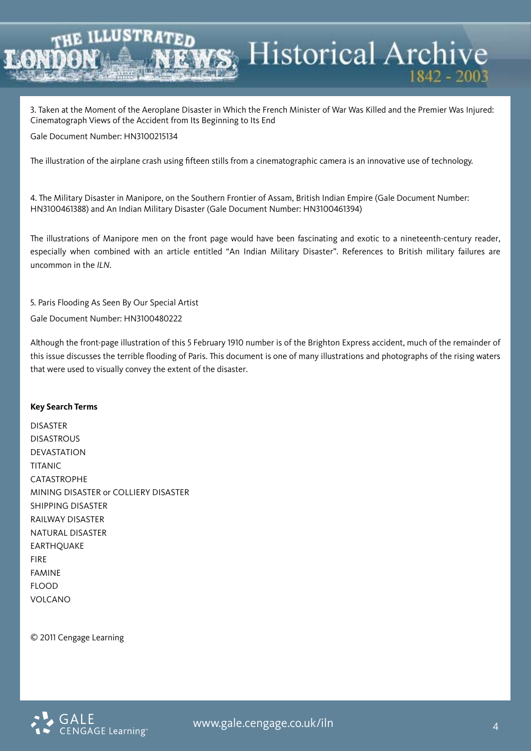3. Taken at the Moment of the Aeroplane Disaster in Which the French Minister of War Was Killed and the Premier Was Injured: Cinematograph Views of the Accident from Its Beginning to Its End

Gale Document Number: HN3100215134

The illustration of the airplane crash using fifteen stills from a cinematographic camera is an innovative use of technology.

4. The Military Disaster in Manipore, on the Southern Frontier of Assam, British Indian Empire (Gale Document Number: HN3100461388) and An Indian Military Disaster (Gale Document Number: HN3100461394)

The illustrations of Manipore men on the front page would have been fascinating and exotic to a nineteenth-century reader, especially when combined with an article entitled "An Indian Military Disaster". References to British military failures are uncommon in the *ILN*.

5. Paris Flooding As Seen By Our Special Artist

Gale Document Number: HN3100480222

Although the front-page illustration of this 5 February 1910 number is of the Brighton Express accident, much of the remainder of this issue discusses the terrible flooding of Paris. This document is one of many illustrations and photographs of the rising waters that were used to visually convey the extent of the disaster.

**Key Search Terms**

DISASTER
DISASTROUS
DEVASTATION
TITANIC
CATASTROPHE
MINING DISASTER or COLLIERY DISASTER
SHIPPING DISASTER
RAILWAY DISASTER
NATURAL DISASTER
EARTHQUAKE
FIRE
FAMINE
FLOOD
VOLCANO

© 2011 Cengage Learning